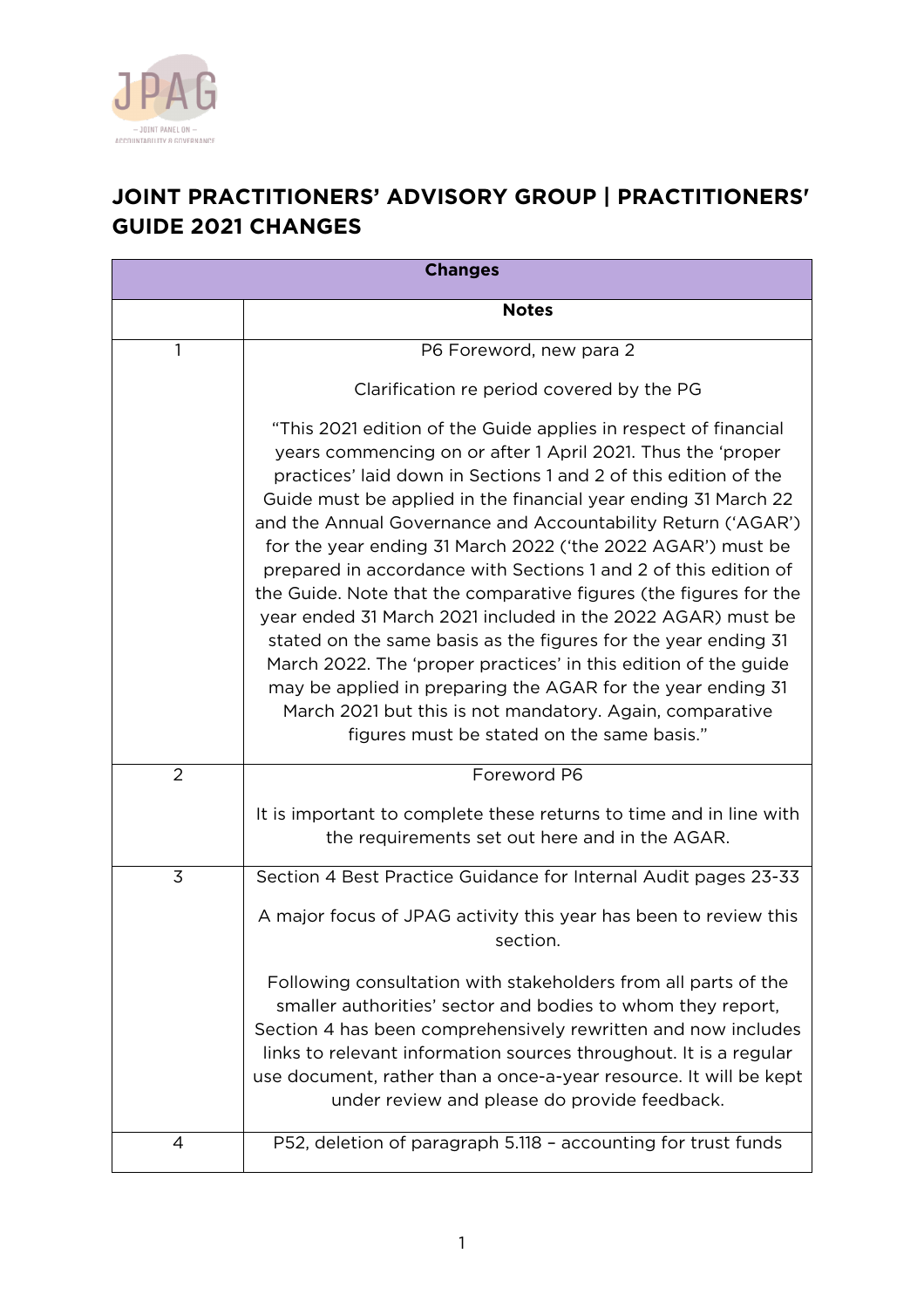# JOINT PRACTITIONERS' ADVISORY GROUP | PRACTITIONERS' GUIDE 2021 CHANGES

| Changes | |
|---|---|
| | **Notes** |
| 1 | P6 Foreword, new para 2<br><br>Clarification re period covered by the PG<br><br>"This 2021 edition of the Guide applies in respect of financial years commencing on or after 1 April 2021. Thus the 'proper practices' laid down in Sections 1 and 2 of this edition of the Guide must be applied in the financial year ending 31 March 22 and the Annual Governance and Accountability Return ('AGAR') for the year ending 31 March 2022 ('the 2022 AGAR') must be prepared in accordance with Sections 1 and 2 of this edition of the Guide. Note that the comparative figures (the figures for the year ended 31 March 2021 included in the 2022 AGAR) must be stated on the same basis as the figures for the year ending 31 March 2022. The 'proper practices' in this edition of the guide may be applied in preparing the AGAR for the year ending 31 March 2021 but this is not mandatory. Again, comparative figures must be stated on the same basis." |
| 2 | Foreword P6<br><br>It is important to complete these returns to time and in line with the requirements set out here and in the AGAR. |
| 3 | Section 4 Best Practice Guidance for Internal Audit pages 23-33<br><br>A major focus of JPAG activity this year has been to review this section.<br><br>Following consultation with stakeholders from all parts of the smaller authorities' sector and bodies to whom they report, Section 4 has been comprehensively rewritten and now includes links to relevant information sources throughout. It is a regular use document, rather than a once-a-year resource. It will be kept under review and please do provide feedback. |
| 4 | P52, deletion of paragraph 5.118 – accounting for trust funds |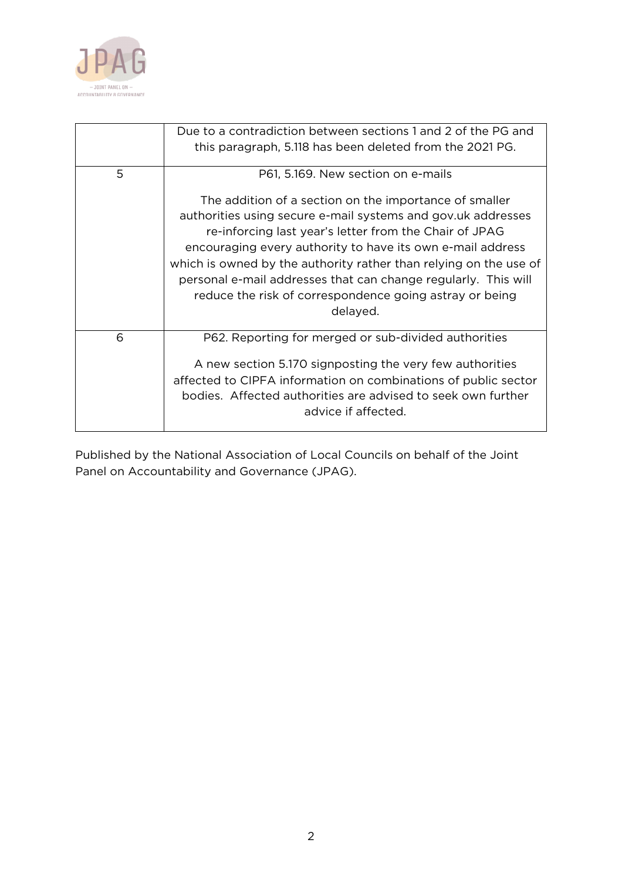| | |
|---|---|
| | Due to a contradiction between sections 1 and 2 of the PG and this paragraph, 5.118 has been deleted from the 2021 PG. |
| 5 | P61, 5.169. New section on e-mails<br><br>The addition of a section on the importance of smaller authorities using secure e-mail systems and gov.uk addresses re-inforcing last year's letter from the Chair of JPAG encouraging every authority to have its own e-mail address which is owned by the authority rather than relying on the use of personal e-mail addresses that can change regularly. This will reduce the risk of correspondence going astray or being delayed. |
| 6 | P62. Reporting for merged or sub-divided authorities<br><br>A new section 5.170 signposting the very few authorities affected to CIPFA information on combinations of public sector bodies. Affected authorities are advised to seek own further advice if affected. |

Published by the National Association of Local Councils on behalf of the Joint Panel on Accountability and Governance (JPAG).